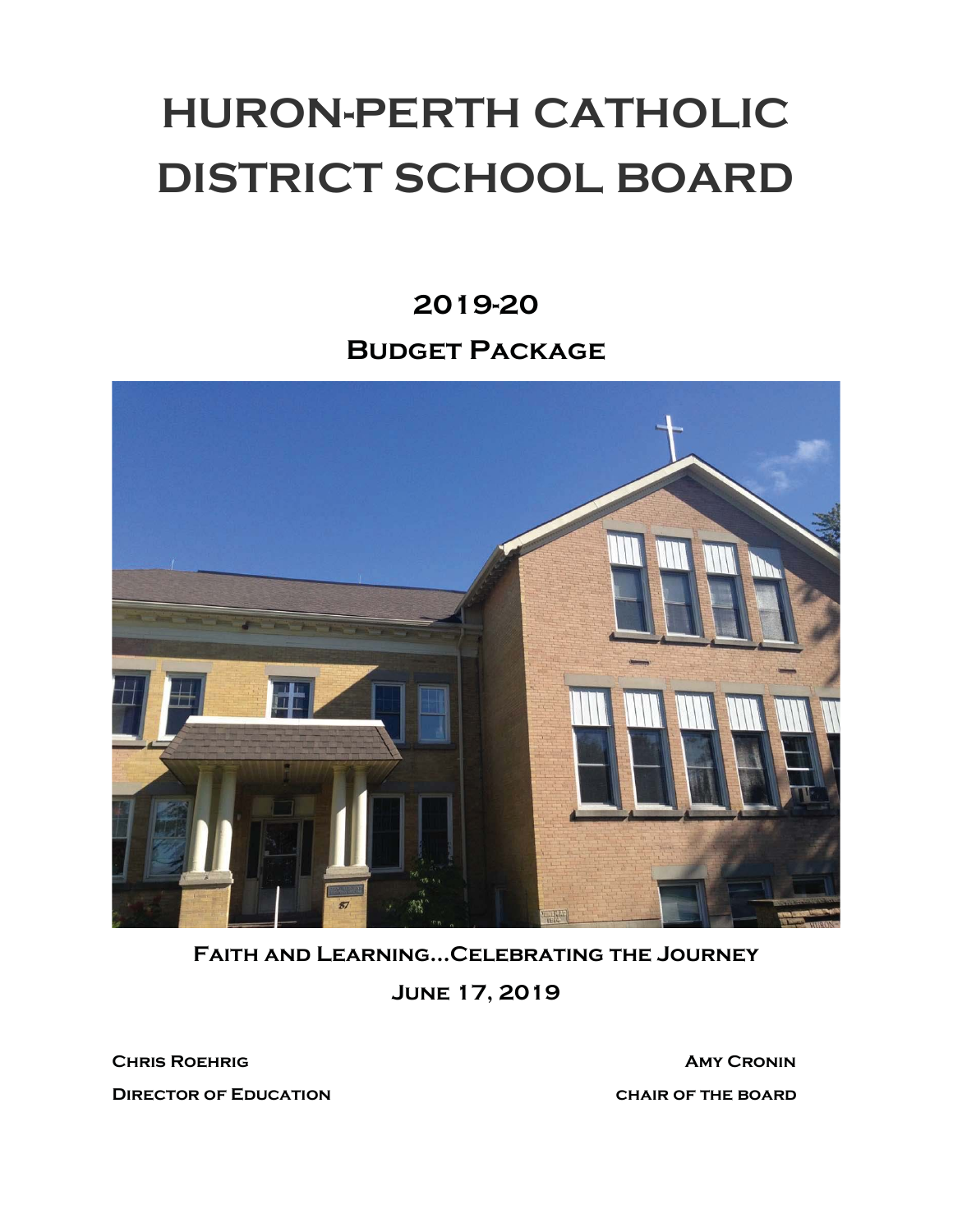# HURON-PERTH CATHOLIC DISTRICT SCHOOL BOARD

## 2019-20

## Budget Package

**Faith and Learning...Celebrating the Journey**

**June 17, 2019**

**Chris Roehrig**
**Director of Education**

**Amy Cronin**
**Chair of the Board**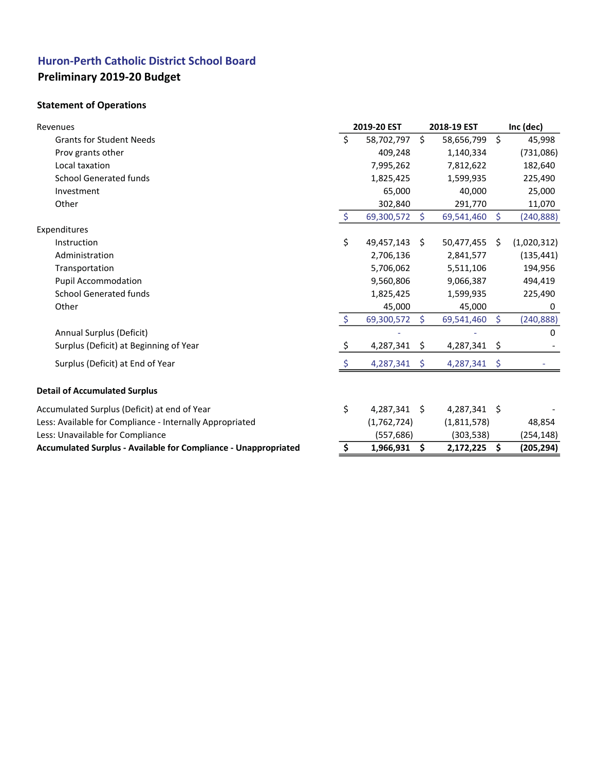## Huron-Perth Catholic District School Board

### Preliminary 2019-20 Budget

**Statement of Operations**

| | 2019-20 EST | 2018-19 EST | Inc (dec) |
|---|---|---|---|
| Revenues | | | |
| Grants for Student Needs | $ 58,702,797 | $ 58,656,799 | $ 45,998 |
| Prov grants other | 409,248 | 1,140,334 | (731,086) |
| Local taxation | 7,995,262 | 7,812,622 | 182,640 |
| School Generated funds | 1,825,425 | 1,599,935 | 225,490 |
| Investment | 65,000 | 40,000 | 25,000 |
| Other | 302,840 | 291,770 | 11,070 |
| | $ 69,300,572 | $ 69,541,460 | $ (240,888) |
| Expenditures | | | |
| Instruction | $ 49,457,143 | $ 50,477,455 | $ (1,020,312) |
| Administration | 2,706,136 | 2,841,577 | (135,441) |
| Transportation | 5,706,062 | 5,511,106 | 194,956 |
| Pupil Accommodation | 9,560,806 | 9,066,387 | 494,419 |
| School Generated funds | 1,825,425 | 1,599,935 | 225,490 |
| Other | 45,000 | 45,000 | 0 |
| | $ 69,300,572 | $ 69,541,460 | $ (240,888) |
| Annual Surplus (Deficit) | - | - | 0 |
| Surplus (Deficit) at Beginning of Year | $ 4,287,341 | $ 4,287,341 | $ - |
| Surplus (Deficit) at End of Year | $ 4,287,341 | $ 4,287,341 | $ - |

**Detail of Accumulated Surplus**

| | 2019-20 EST | 2018-19 EST | Inc (dec) |
|---|---|---|---|
| Accumulated Surplus (Deficit) at end of Year | $ 4,287,341 | $ 4,287,341 | $ - |
| Less: Available for Compliance - Internally Appropriated | (1,762,724) | (1,811,578) | 48,854 |
| Less: Unavailable for Compliance | (557,686) | (303,538) | (254,148) |
| **Accumulated Surplus - Available for Compliance - Unappropriated** | **$ 1,966,931** | **$ 2,172,225** | **$ (205,294)** |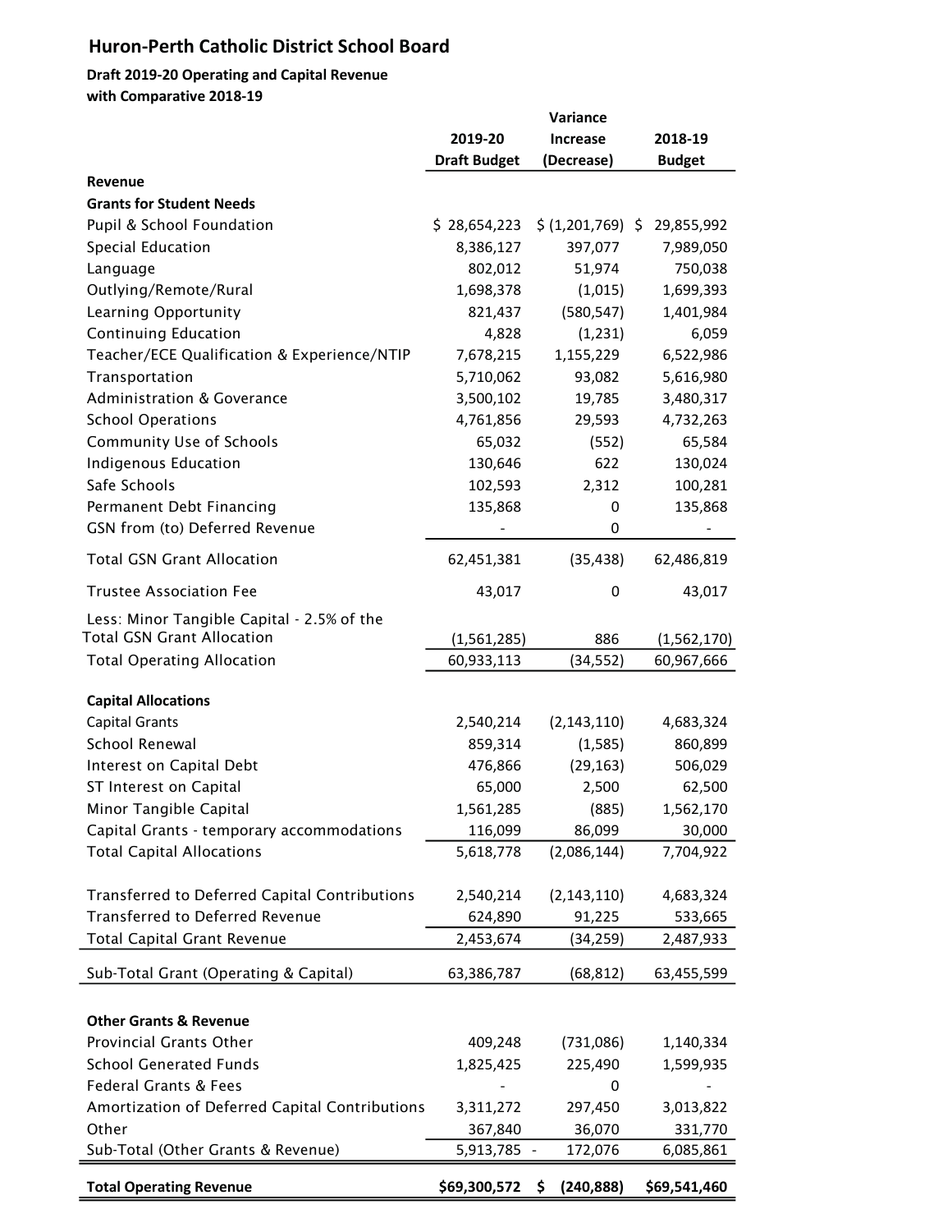# Huron-Perth Catholic District School Board

**Draft 2019-20 Operating and Capital Revenue**
**with Comparative 2018-19**

| | 2019-20 Draft Budget | Variance Increase (Decrease) | 2018-19 Budget |
|---|---|---|---|
| **Revenue** | | | |
| **Grants for Student Needs** | | | |
| Pupil & School Foundation | $ 28,654,223 | $ (1,201,769) | $ 29,855,992 |
| Special Education | 8,386,127 | 397,077 | 7,989,050 |
| Language | 802,012 | 51,974 | 750,038 |
| Outlying/Remote/Rural | 1,698,378 | (1,015) | 1,699,393 |
| Learning Opportunity | 821,437 | (580,547) | 1,401,984 |
| Continuing Education | 4,828 | (1,231) | 6,059 |
| Teacher/ECE Qualification & Experience/NTIP | 7,678,215 | 1,155,229 | 6,522,986 |
| Transportation | 5,710,062 | 93,082 | 5,616,980 |
| Administration & Goverance | 3,500,102 | 19,785 | 3,480,317 |
| School Operations | 4,761,856 | 29,593 | 4,732,263 |
| Community Use of Schools | 65,032 | (552) | 65,584 |
| Indigenous Education | 130,646 | 622 | 130,024 |
| Safe Schools | 102,593 | 2,312 | 100,281 |
| Permanent Debt Financing | 135,868 | 0 | 135,868 |
| GSN from (to) Deferred Revenue | - | 0 | - |
| Total GSN Grant Allocation | 62,451,381 | (35,438) | 62,486,819 |
| Trustee Association Fee | 43,017 | 0 | 43,017 |
| Less: Minor Tangible Capital - 2.5% of the Total GSN Grant Allocation | (1,561,285) | 886 | (1,562,170) |
| Total Operating Allocation | 60,933,113 | (34,552) | 60,967,666 |
| **Capital Allocations** | | | |
| Capital Grants | 2,540,214 | (2,143,110) | 4,683,324 |
| School Renewal | 859,314 | (1,585) | 860,899 |
| Interest on Capital Debt | 476,866 | (29,163) | 506,029 |
| ST Interest on Capital | 65,000 | 2,500 | 62,500 |
| Minor Tangible Capital | 1,561,285 | (885) | 1,562,170 |
| Capital Grants - temporary accommodations | 116,099 | 86,099 | 30,000 |
| Total Capital Allocations | 5,618,778 | (2,086,144) | 7,704,922 |
| Transferred to Deferred Capital Contributions | 2,540,214 | (2,143,110) | 4,683,324 |
| Transferred to Deferred Revenue | 624,890 | 91,225 | 533,665 |
| Total Capital Grant Revenue | 2,453,674 | (34,259) | 2,487,933 |
| Sub-Total Grant (Operating & Capital) | 63,386,787 | (68,812) | 63,455,599 |
| **Other Grants & Revenue** | | | |
| Provincial Grants Other | 409,248 | (731,086) | 1,140,334 |
| School Generated Funds | 1,825,425 | 225,490 | 1,599,935 |
| Federal Grants & Fees | - | 0 | - |
| Amortization of Deferred Capital Contributions | 3,311,272 | 297,450 | 3,013,822 |
| Other | 367,840 | 36,070 | 331,770 |
| Sub-Total (Other Grants & Revenue) | 5,913,785 - | 172,076 | 6,085,861 |
| **Total Operating Revenue** | **$69,300,572** | **$ (240,888)** | **$69,541,460** |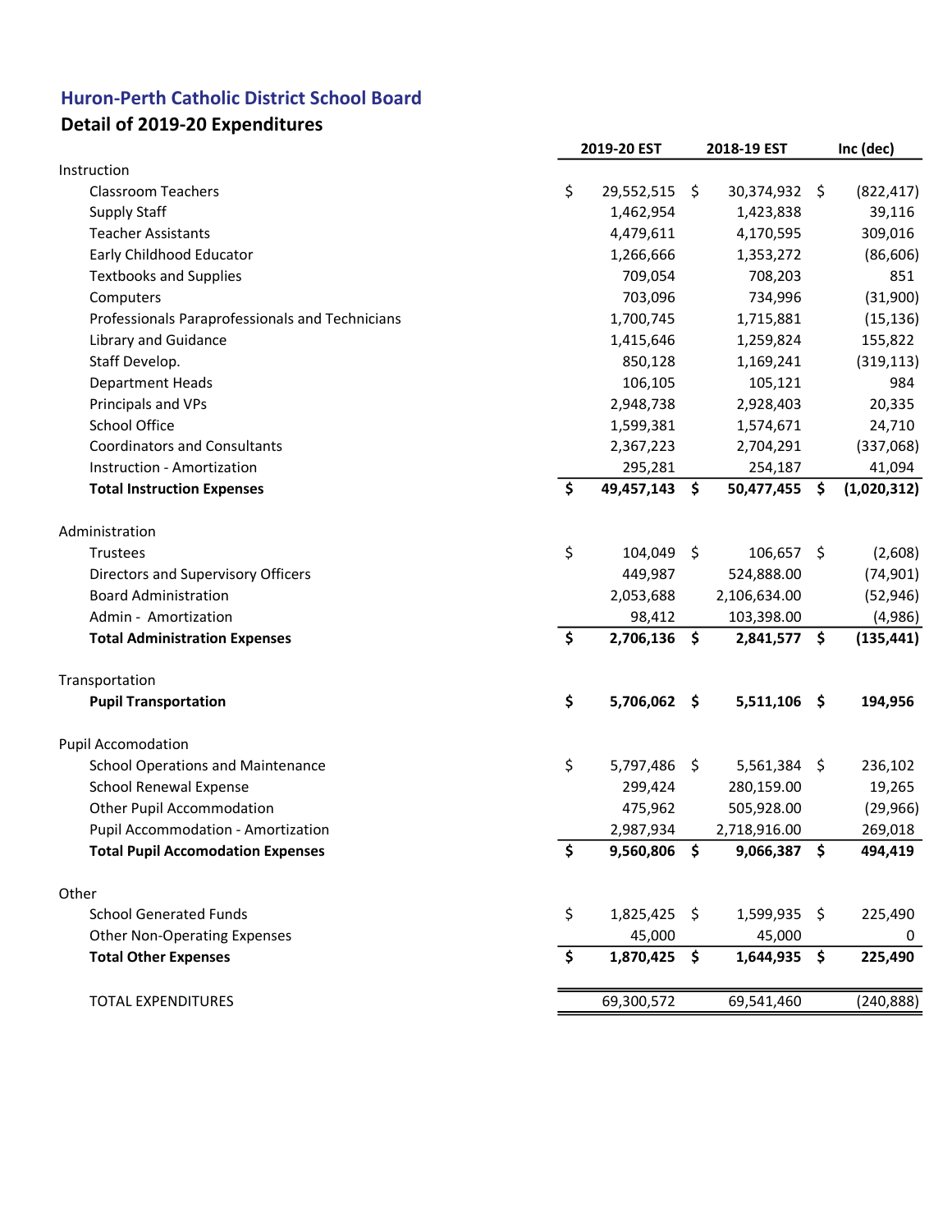## Huron-Perth Catholic District School Board

### Detail of 2019-20 Expenditures

| | 2019-20 EST | 2018-19 EST | Inc (dec) |
|---|---|---|---|
| Instruction | | | |
| Classroom Teachers | $ 29,552,515 | $ 30,374,932 | $ (822,417) |
| Supply Staff | 1,462,954 | 1,423,838 | 39,116 |
| Teacher Assistants | 4,479,611 | 4,170,595 | 309,016 |
| Early Childhood Educator | 1,266,666 | 1,353,272 | (86,606) |
| Textbooks and Supplies | 709,054 | 708,203 | 851 |
| Computers | 703,096 | 734,996 | (31,900) |
| Professionals Paraprofessionals and Technicians | 1,700,745 | 1,715,881 | (15,136) |
| Library and Guidance | 1,415,646 | 1,259,824 | 155,822 |
| Staff Develop. | 850,128 | 1,169,241 | (319,113) |
| Department Heads | 106,105 | 105,121 | 984 |
| Principals and VPs | 2,948,738 | 2,928,403 | 20,335 |
| School Office | 1,599,381 | 1,574,671 | 24,710 |
| Coordinators and Consultants | 2,367,223 | 2,704,291 | (337,068) |
| Instruction - Amortization | 295,281 | 254,187 | 41,094 |
| **Total Instruction Expenses** | **$ 49,457,143** | **$ 50,477,455** | **$ (1,020,312)** |
| | | | |
| Administration | | | |
| Trustees | $ 104,049 | $ 106,657 | $ (2,608) |
| Directors and Supervisory Officers | 449,987 | 524,888.00 | (74,901) |
| Board Administration | 2,053,688 | 2,106,634.00 | (52,946) |
| Admin - Amortization | 98,412 | 103,398.00 | (4,986) |
| **Total Administration Expenses** | **$ 2,706,136** | **$ 2,841,577** | **$ (135,441)** |
| | | | |
| Transportation | | | |
| **Pupil Transportation** | **$ 5,706,062** | **$ 5,511,106** | **$ 194,956** |
| | | | |
| Pupil Accomodation | | | |
| School Operations and Maintenance | $ 5,797,486 | $ 5,561,384 | $ 236,102 |
| School Renewal Expense | 299,424 | 280,159.00 | 19,265 |
| Other Pupil Accommodation | 475,962 | 505,928.00 | (29,966) |
| Pupil Accommodation - Amortization | 2,987,934 | 2,718,916.00 | 269,018 |
| **Total Pupil Accomodation Expenses** | **$ 9,560,806** | **$ 9,066,387** | **$ 494,419** |
| | | | |
| Other | | | |
| School Generated Funds | $ 1,825,425 | $ 1,599,935 | $ 225,490 |
| Other Non-Operating Expenses | 45,000 | 45,000 | 0 |
| **Total Other Expenses** | **$ 1,870,425** | **$ 1,644,935** | **$ 225,490** |
| | | | |
| TOTAL EXPENDITURES | 69,300,572 | 69,541,460 | (240,888) |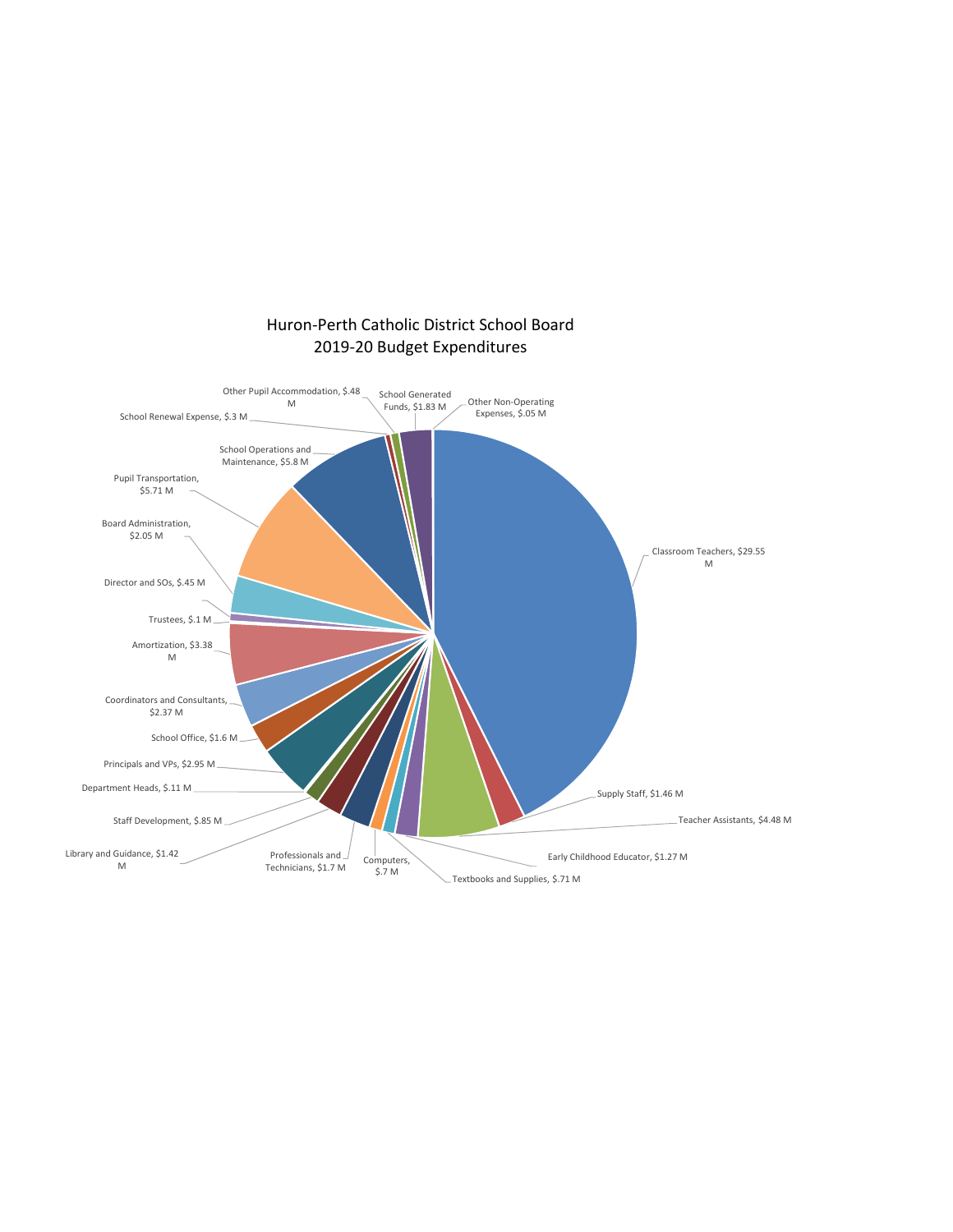# Huron-Perth Catholic District School Board
## 2019-20 Budget Expenditures

- Classroom Teachers, $29.55 M
- Supply Staff, $1.46 M
- Teacher Assistants, $4.48 M
- Early Childhood Educator, $1.27 M
- Textbooks and Supplies, $.71 M
- Computers, $.7 M
- Professionals and Technicians, $1.7 M
- Library and Guidance, $1.42 M
- Staff Development, $.85 M
- Department Heads, $.11 M
- Principals and VPs, $2.95 M
- School Office, $1.6 M
- Coordinators and Consultants, $2.37 M
- Amortization, $3.38 M
- Trustees, $.1 M
- Director and SOs, $.45 M
- Board Administration, $2.05 M
- Pupil Transportation, $5.71 M
- School Operations and Maintenance, $5.8 M
- School Renewal Expense, $.3 M
- Other Pupil Accommodation, $.48 M
- School Generated Funds, $1.83 M
- Other Non-Operating Expenses, $.05 M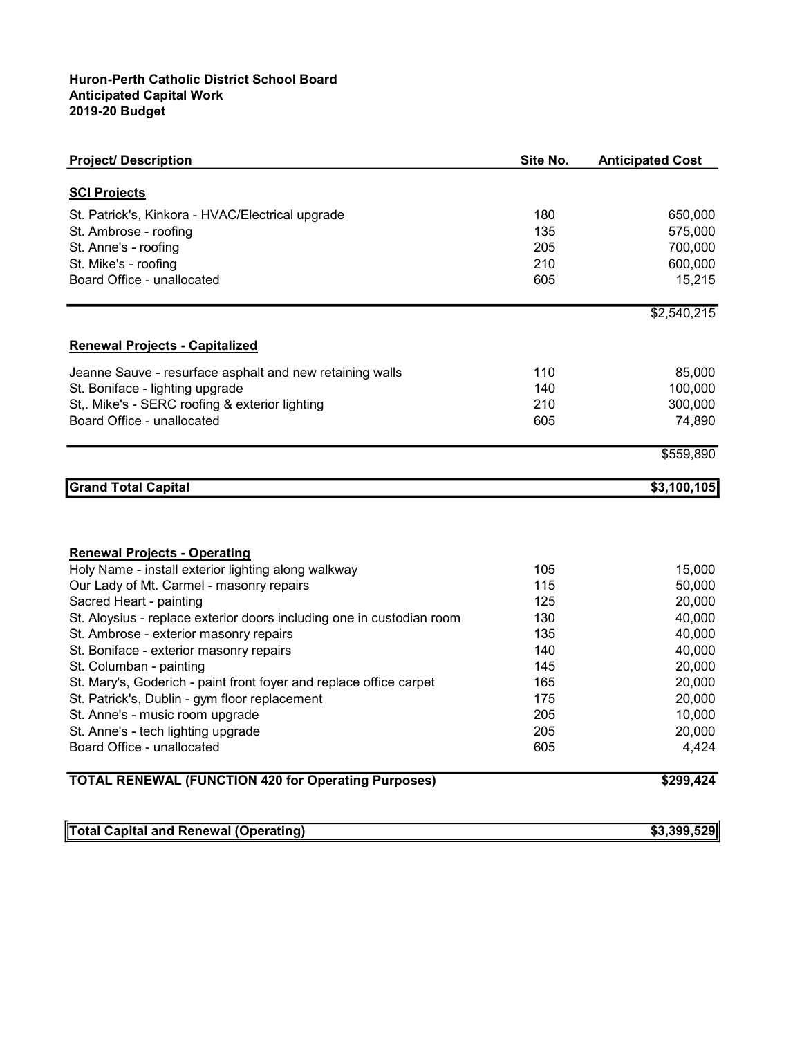**Huron-Perth Catholic District School Board**
**Anticipated Capital Work**
**2019-20 Budget**

| Project/ Description | Site No. | Anticipated Cost |
|---|---|---|
| **SCI Projects** | | |
| St. Patrick's, Kinkora - HVAC/Electrical upgrade | 180 | 650,000 |
| St. Ambrose - roofing | 135 | 575,000 |
| St. Anne's - roofing | 205 | 700,000 |
| St. Mike's - roofing | 210 | 600,000 |
| Board Office - unallocated | 605 | 15,215 |
| | | $2,540,215 |
| **Renewal Projects - Capitalized** | | |
| Jeanne Sauve - resurface asphalt and new retaining walls | 110 | 85,000 |
| St. Boniface - lighting upgrade | 140 | 100,000 |
| St,. Mike's - SERC roofing & exterior lighting | 210 | 300,000 |
| Board Office - unallocated | 605 | 74,890 |
| | | $559,890 |
| **Grand Total Capital** | | **$3,100,105** |

| Project/ Description | Site No. | Anticipated Cost |
|---|---|---|
| **Renewal Projects - Operating** | | |
| Holy Name - install exterior lighting along walkway | 105 | 15,000 |
| Our Lady of Mt. Carmel - masonry repairs | 115 | 50,000 |
| Sacred Heart - painting | 125 | 20,000 |
| St. Aloysius - replace exterior doors including one in custodian room | 130 | 40,000 |
| St. Ambrose - exterior masonry repairs | 135 | 40,000 |
| St. Boniface - exterior masonry repairs | 140 | 40,000 |
| St. Columban - painting | 145 | 20,000 |
| St. Mary's, Goderich - paint front foyer and replace office carpet | 165 | 20,000 |
| St. Patrick's, Dublin - gym floor replacement | 175 | 20,000 |
| St. Anne's - music room upgrade | 205 | 10,000 |
| St. Anne's - tech lighting upgrade | 205 | 20,000 |
| Board Office - unallocated | 605 | 4,424 |
| **TOTAL RENEWAL (FUNCTION 420 for Operating Purposes)** | | **$299,424** |

| | | |
|---|---|---|
| **Total Capital and Renewal (Operating)** | | **$3,399,529** |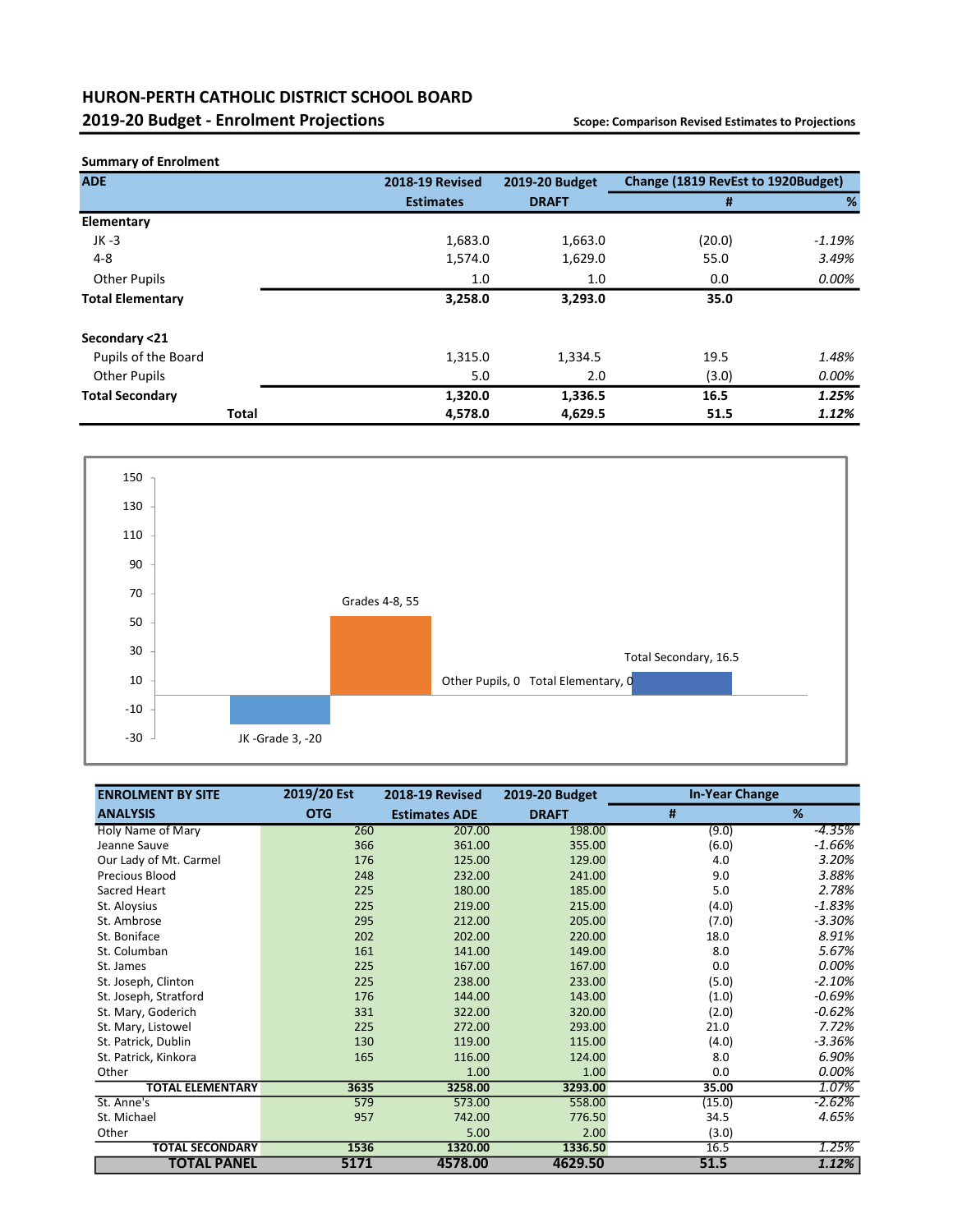# HURON-PERTH CATHOLIC DISTRICT SCHOOL BOARD

## 2019-20 Budget - Enrolment Projections

**Scope: Comparison Revised Estimates to Projections**

**Summary of Enrolment**

| ADE | 2018-19 Revised Estimates | 2019-20 Budget DRAFT | Change (1819 RevEst to 1920Budget) # | % |
|---|---|---|---|---|
| **Elementary** | | | | |
| JK -3 | 1,683.0 | 1,663.0 | (20.0) | *-1.19%* |
| 4-8 | 1,574.0 | 1,629.0 | 55.0 | *3.49%* |
| Other Pupils | 1.0 | 1.0 | 0.0 | *0.00%* |
| **Total Elementary** | **3,258.0** | **3,293.0** | **35.0** | |
| **Secondary <21** | | | | |
| Pupils of the Board | 1,315.0 | 1,334.5 | 19.5 | *1.48%* |
| Other Pupils | 5.0 | 2.0 | (3.0) | *0.00%* |
| **Total Secondary** | **1,320.0** | **1,336.5** | **16.5** | ***1.25%*** |
| **Total** | **4,578.0** | **4,629.5** | **51.5** | ***1.12%*** |

| ENROLMENT BY SITE ANALYSIS | 2019/20 Est OTG | 2018-19 Revised Estimates ADE | 2019-20 Budget DRAFT | In-Year Change # | % |
|---|---|---|---|---|---|
| Holy Name of Mary | 260 | 207.00 | 198.00 | (9.0) | *-4.35%* |
| Jeanne Sauve | 366 | 361.00 | 355.00 | (6.0) | *-1.66%* |
| Our Lady of Mt. Carmel | 176 | 125.00 | 129.00 | 4.0 | *3.20%* |
| Precious Blood | 248 | 232.00 | 241.00 | 9.0 | *3.88%* |
| Sacred Heart | 225 | 180.00 | 185.00 | 5.0 | *2.78%* |
| St. Aloysius | 225 | 219.00 | 215.00 | (4.0) | *-1.83%* |
| St. Ambrose | 295 | 212.00 | 205.00 | (7.0) | *-3.30%* |
| St. Boniface | 202 | 202.00 | 220.00 | 18.0 | *8.91%* |
| St. Columban | 161 | 141.00 | 149.00 | 8.0 | *5.67%* |
| St. James | 225 | 167.00 | 167.00 | 0.0 | *0.00%* |
| St. Joseph, Clinton | 225 | 238.00 | 233.00 | (5.0) | *-2.10%* |
| St. Joseph, Stratford | 176 | 144.00 | 143.00 | (1.0) | *-0.69%* |
| St. Mary, Goderich | 331 | 322.00 | 320.00 | (2.0) | *-0.62%* |
| St. Mary, Listowel | 225 | 272.00 | 293.00 | 21.0 | *7.72%* |
| St. Patrick, Dublin | 130 | 119.00 | 115.00 | (4.0) | *-3.36%* |
| St. Patrick, Kinkora | 165 | 116.00 | 124.00 | 8.0 | *6.90%* |
| Other | | 1.00 | 1.00 | 0.0 | *0.00%* |
| **TOTAL ELEMENTARY** | **3635** | **3258.00** | **3293.00** | **35.00** | *1.07%* |
| St. Anne's | 579 | 573.00 | 558.00 | (15.0) | *-2.62%* |
| St. Michael | 957 | 742.00 | 776.50 | 34.5 | *4.65%* |
| Other | | 5.00 | 2.00 | (3.0) | |
| **TOTAL SECONDARY** | **1536** | **1320.00** | **1336.50** | 16.5 | *1.25%* |
| **TOTAL PANEL** | **5171** | **4578.00** | **4629.50** | **51.5** | ***1.12%*** |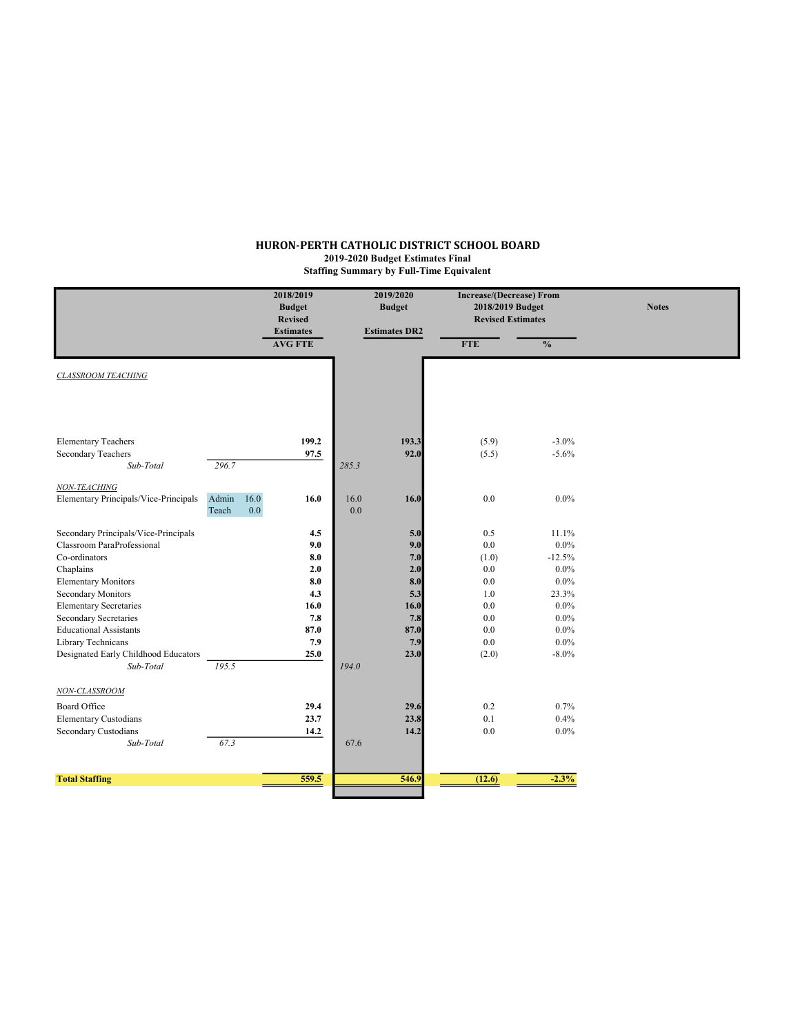# HURON-PERTH CATHOLIC DISTRICT SCHOOL BOARD

**2019-2020 Budget Estimates Final**

**Staffing Summary by Full-Time Equivalent**

| | | 2018/2019 Budget Revised Estimates AVG FTE | | 2019/2020 Budget Estimates DR2 | Increase/(Decrease) From 2018/2019 Budget Revised Estimates | | Notes |
|---|---|---|---|---|---|---|---|
| | | | | | FTE | % | |
| *CLASSROOM TEACHING* | | | | | | | |
| Elementary Teachers | | **199.2** | | **193.3** | (5.9) | -3.0% | |
| Secondary Teachers | | **97.5** | | **92.0** | (5.5) | -5.6% | |
| *Sub-Total* | *296.7* | | *285.3* | | | | |
| *NON-TEACHING* | | | | | | | |
| Elementary Principals/Vice-Principals | Admin 16.0 | **16.0** | 16.0 | **16.0** | 0.0 | 0.0% | |
| | Teach 0.0 | | 0.0 | | | | |
| Secondary Principals/Vice-Principals | | **4.5** | | **5.0** | 0.5 | 11.1% | |
| Classroom ParaProfessional | | **9.0** | | **9.0** | 0.0 | 0.0% | |
| Co-ordinators | | **8.0** | | **7.0** | (1.0) | -12.5% | |
| Chaplains | | **2.0** | | **2.0** | 0.0 | 0.0% | |
| Elementary Monitors | | **8.0** | | **8.0** | 0.0 | 0.0% | |
| Secondary Monitors | | **4.3** | | **5.3** | 1.0 | 23.3% | |
| Elementary Secretaries | | **16.0** | | **16.0** | 0.0 | 0.0% | |
| Secondary Secretaries | | **7.8** | | **7.8** | 0.0 | 0.0% | |
| Educational Assistants | | **87.0** | | **87.0** | 0.0 | 0.0% | |
| Library Technicans | | **7.9** | | **7.9** | 0.0 | 0.0% | |
| Designated Early Childhood Educators | | **25.0** | | **23.0** | (2.0) | -8.0% | |
| *Sub-Total* | *195.5* | | *194.0* | | | | |
| *NON-CLASSROOM* | | | | | | | |
| Board Office | | **29.4** | | **29.6** | 0.2 | 0.7% | |
| Elementary Custodians | | **23.7** | | **23.8** | 0.1 | 0.4% | |
| Secondary Custodians | | **14.2** | | **14.2** | 0.0 | 0.0% | |
| *Sub-Total* | *67.3* | | 67.6 | | | | |
| **Total Staffing** | | **559.5** | | **546.9** | **(12.6)** | **-2.3%** | |